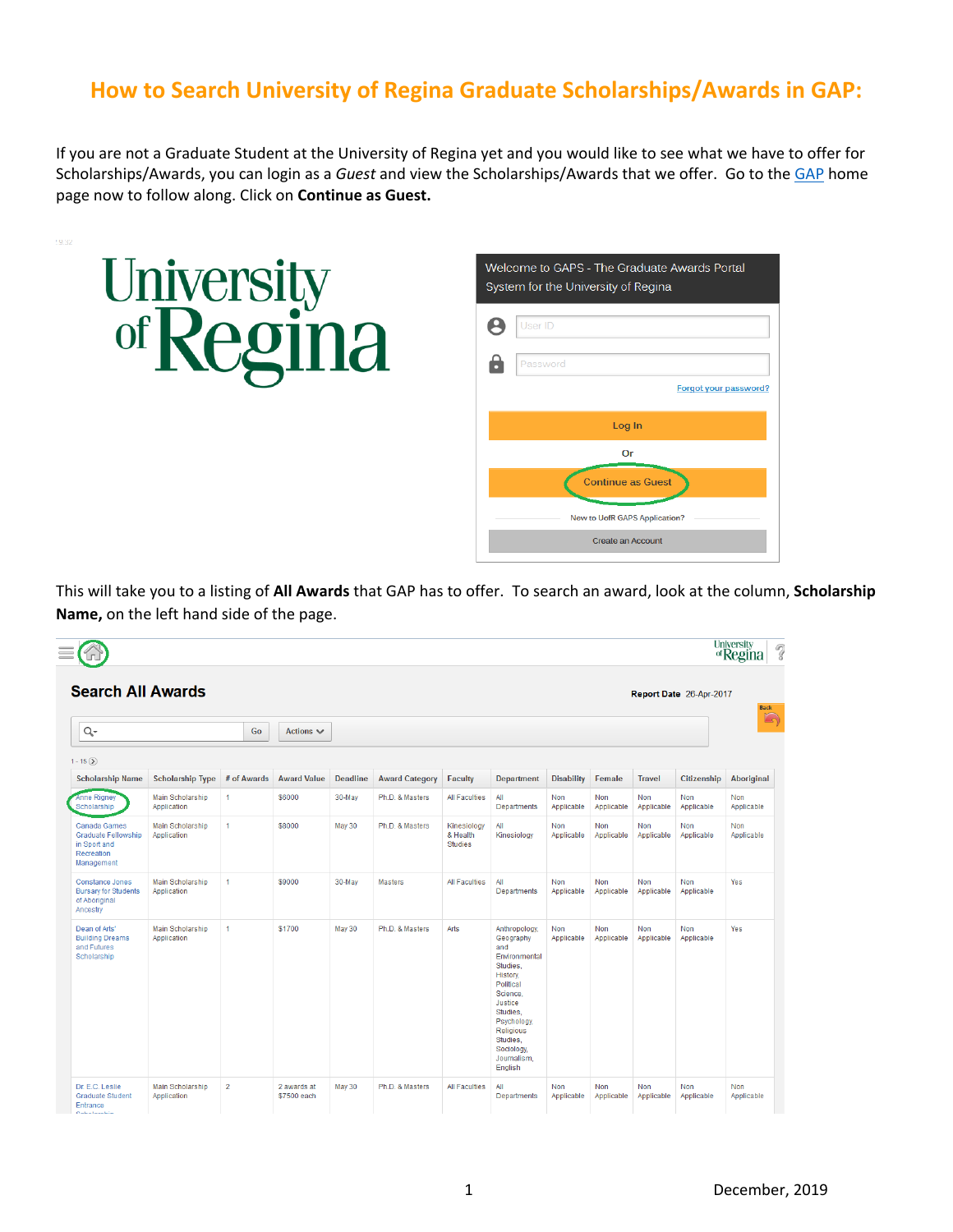# How to Search University of Regina Graduate Scholarships/Awards in GAP:

If you are not a Graduate Student at the University of Regina yet and you would like to see what we have to offer for Scholarships/Awards, you can login as a *Guest* and view the Scholarships/Awards that we offer. Go to the GAP home page now to follow along. Click on **Continue as Guest.**

University of Regina

Welcome to GAPS - The Graduate Awards Portal System for the University of Regina

User ID

Password

Forgot your password?

Log In

Or

Continue as Guest

New to UofR GAPS Application?

Create an Account

This will take you to a listing of **All Awards** that GAP has to offer. To search an award, look at the column, **Scholarship Name,** on the left hand side of the page.

**Search All Awards**

Report Date 26-Apr-2017

Go | Actions

1 - 15

| Scholarship Name | Scholarship Type | # of Awards | Award Value | Deadline | Award Category | Faculty | Department | Disability | Female | Travel | Citizenship | Aboriginal |
|---|---|---|---|---|---|---|---|---|---|---|---|---|
| Anne Rigney Scholarship | Main Scholarship Application | 1 | $6000 | 30-May | Ph.D. & Masters | All Faculties | All Departments | Non Applicable | Non Applicable | Non Applicable | Non Applicable | Non Applicable |
| Canada Games Graduate Fellowship in Sport and Recreation Management | Main Scholarship Application | 1 | $8000 | May 30 | Ph.D. & Masters | Kinesiology & Health Studies | All Kinesiology | Non Applicable | Non Applicable | Non Applicable | Non Applicable | Non Applicable |
| Constance Jones Bursary for Students of Aboriginal Ancestry | Main Scholarship Application | 1 | $9000 | 30-May | Masters | All Faculties | All Departments | Non Applicable | Non Applicable | Non Applicable | Non Applicable | Yes |
| Dean of Arts' Building Dreams and Futures Scholarship | Main Scholarship Application | 1 | $1700 | May 30 | Ph.D. & Masters | Arts | Anthropology, Geography and Environmental Studies, History, Political Science, Justice Studies, Psychology, Religious Studies, Sociology, Journalism, English | Non Applicable | Non Applicable | Non Applicable | Non Applicable | Yes |
| Dr E.C. Leslie Graduate Student Entrance Scholarship | Main Scholarship Application | 2 | 2 awards at $7500 each | May 30 | Ph.D. & Masters | All Faculties | All Departments | Non Applicable | Non Applicable | Non Applicable | Non Applicable | Non Applicable |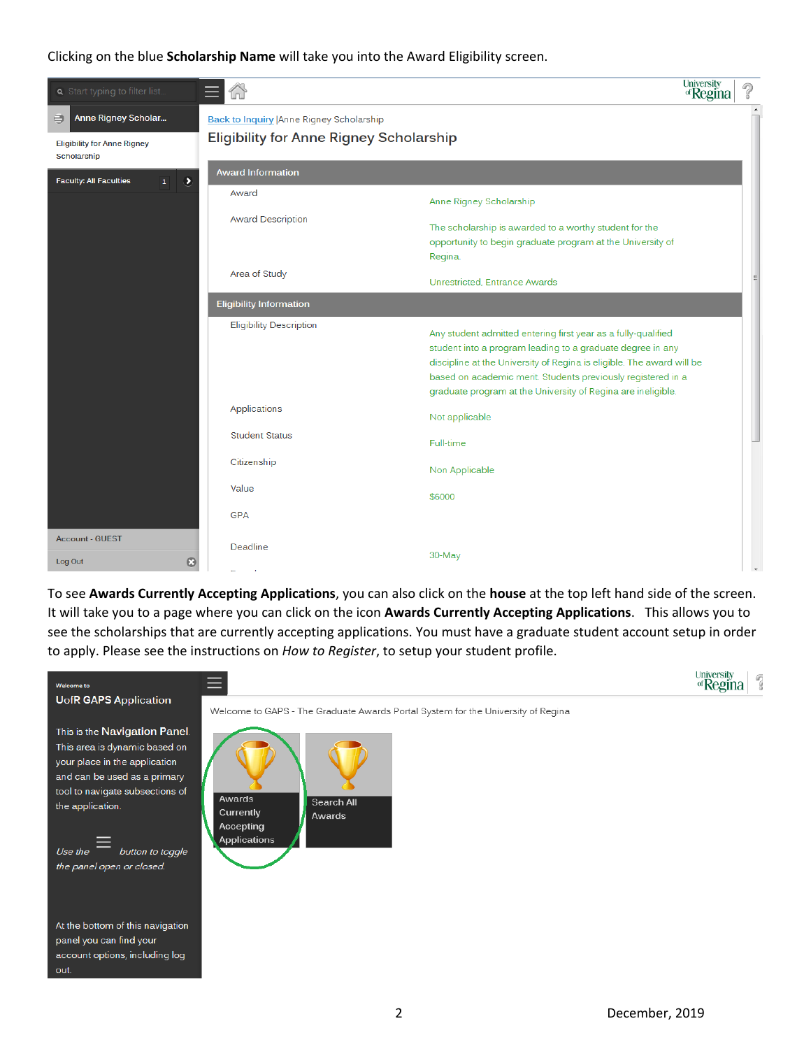Clicking on the blue **Scholarship Name** will take you into the Award Eligibility screen.

To see **Awards Currently Accepting Applications**, you can also click on the **house** at the top left hand side of the screen. It will take you to a page where you can click on the icon **Awards Currently Accepting Applications**. This allows you to see the scholarships that are currently accepting applications. You must have a graduate student account setup in order to apply. Please see the instructions on *How to Register*, to setup your student profile.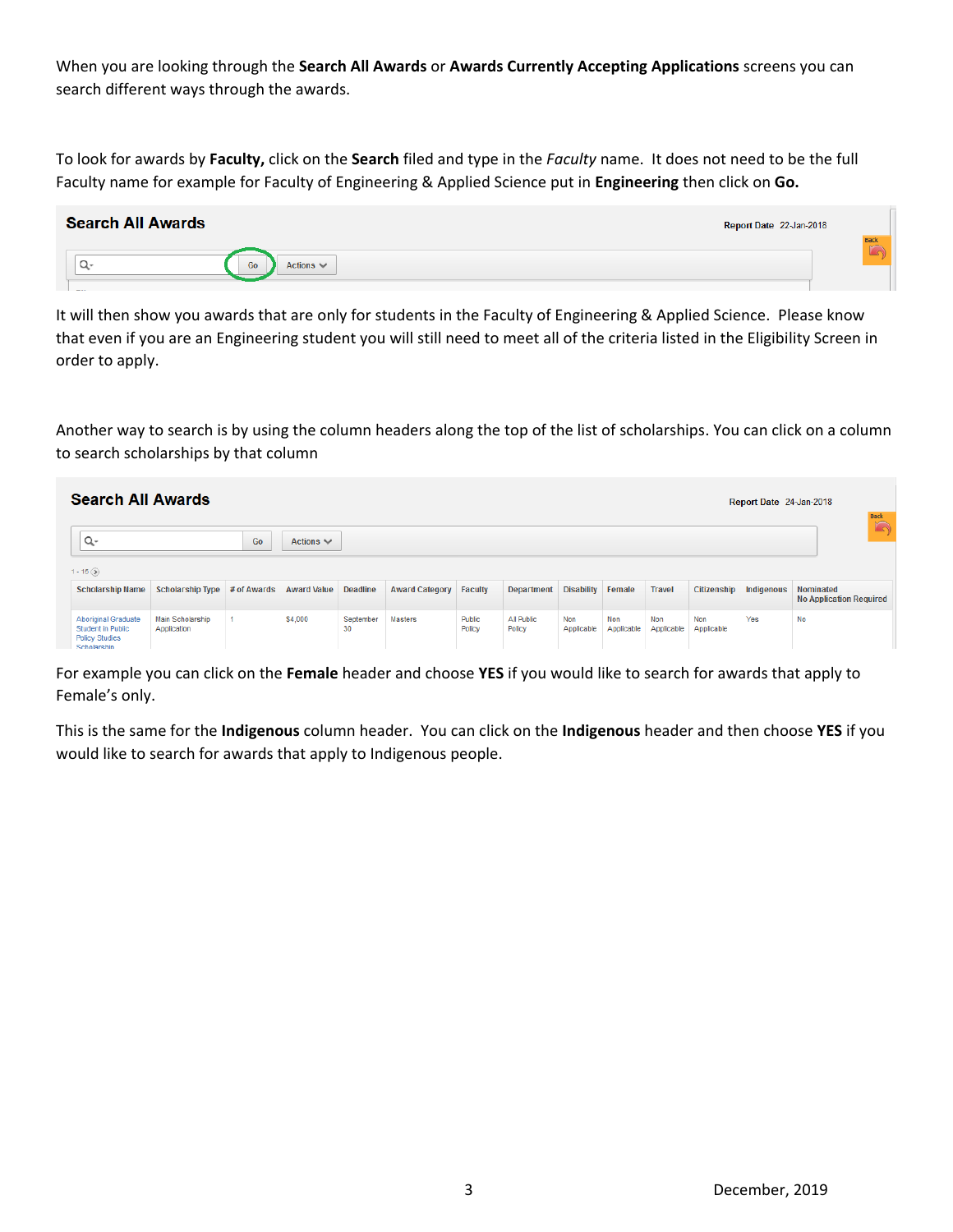When you are looking through the **Search All Awards** or **Awards Currently Accepting Applications** screens you can search different ways through the awards.

To look for awards by **Faculty,** click on the **Search** filed and type in the *Faculty* name. It does not need to be the full Faculty name for example for Faculty of Engineering & Applied Science put in **Engineering** then click on **Go.**

Search All Awards

Report Date 22-Jan-2018

Go

Actions

Back

It will then show you awards that are only for students in the Faculty of Engineering & Applied Science. Please know that even if you are an Engineering student you will still need to meet all of the criteria listed in the Eligibility Screen in order to apply.

Another way to search is by using the column headers along the top of the list of scholarships. You can click on a column to search scholarships by that column

Search All Awards

Report Date 24-Jan-2018

Go

Actions

Back

1 - 15

| Scholarship Name | Scholarship Type | # of Awards | Award Value | Deadline | Award Category | Faculty | Department | Disability | Female | Travel | Citizenship | Indigenous | Nominated No Application Required |
|---|---|---|---|---|---|---|---|---|---|---|---|---|---|
| Aboriginal Graduate Student in Public Policy Studies Scholarship | Main Scholarship Application | 1 | $4,000 | September 30 | Masters | Public Policy | All Public Policy | Non Applicable | Non Applicable | Non Applicable | Non Applicable | Yes | No |

For example you can click on the **Female** header and choose **YES** if you would like to search for awards that apply to Female's only.

This is the same for the **Indigenous** column header. You can click on the **Indigenous** header and then choose **YES** if you would like to search for awards that apply to Indigenous people.

December, 2019